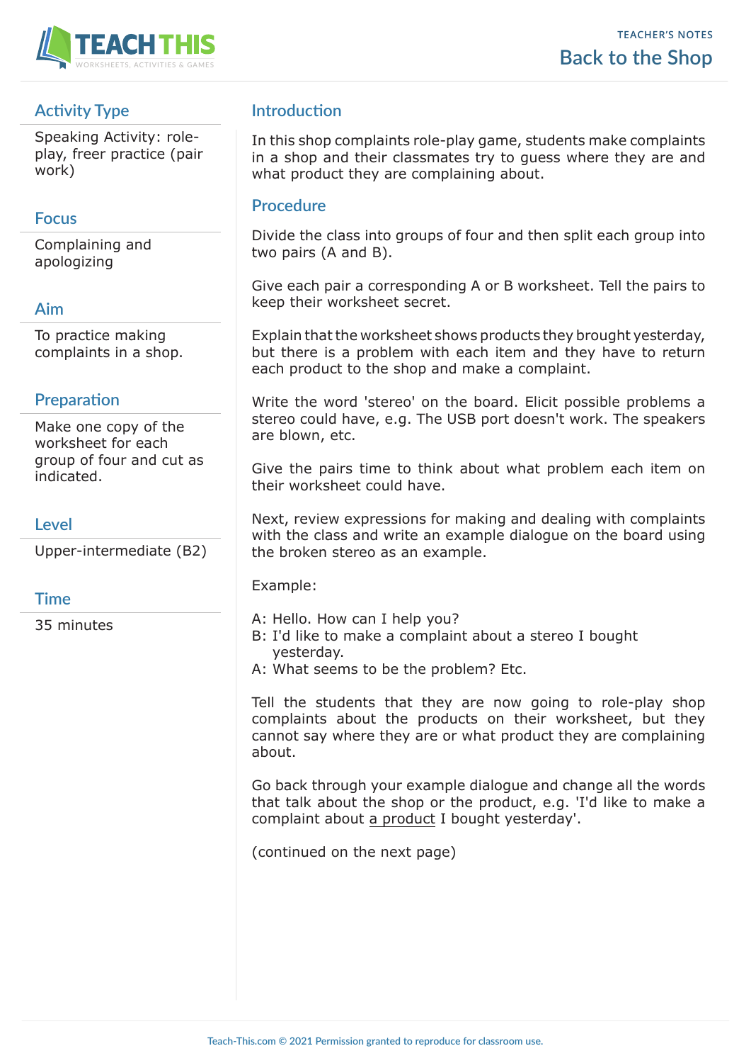TEACHER'S NOTES

# Back to the Shop

## Activity Type

Speaking Activity: role-play, freer practice (pair work)

## Focus

Complaining and apologizing

## Aim

To practice making complaints in a shop.

## Preparation

Make one copy of the worksheet for each group of four and cut as indicated.

## Level

Upper-intermediate (B2)

## Time

35 minutes

## Introduction

In this shop complaints role-play game, students make complaints in a shop and their classmates try to guess where they are and what product they are complaining about.

## Procedure

Divide the class into groups of four and then split each group into two pairs (A and B).

Give each pair a corresponding A or B worksheet. Tell the pairs to keep their worksheet secret.

Explain that the worksheet shows products they brought yesterday, but there is a problem with each item and they have to return each product to the shop and make a complaint.

Write the word 'stereo' on the board. Elicit possible problems a stereo could have, e.g. The USB port doesn't work. The speakers are blown, etc.

Give the pairs time to think about what problem each item on their worksheet could have.

Next, review expressions for making and dealing with complaints with the class and write an example dialogue on the board using the broken stereo as an example.

Example:

A: Hello. How can I help you?
B: I'd like to make a complaint about a stereo I bought yesterday.
A: What seems to be the problem? Etc.

Tell the students that they are now going to role-play shop complaints about the products on their worksheet, but they cannot say where they are or what product they are complaining about.

Go back through your example dialogue and change all the words that talk about the shop or the product, e.g. 'I'd like to make a complaint about <u>a product</u> I bought yesterday'.

(continued on the next page)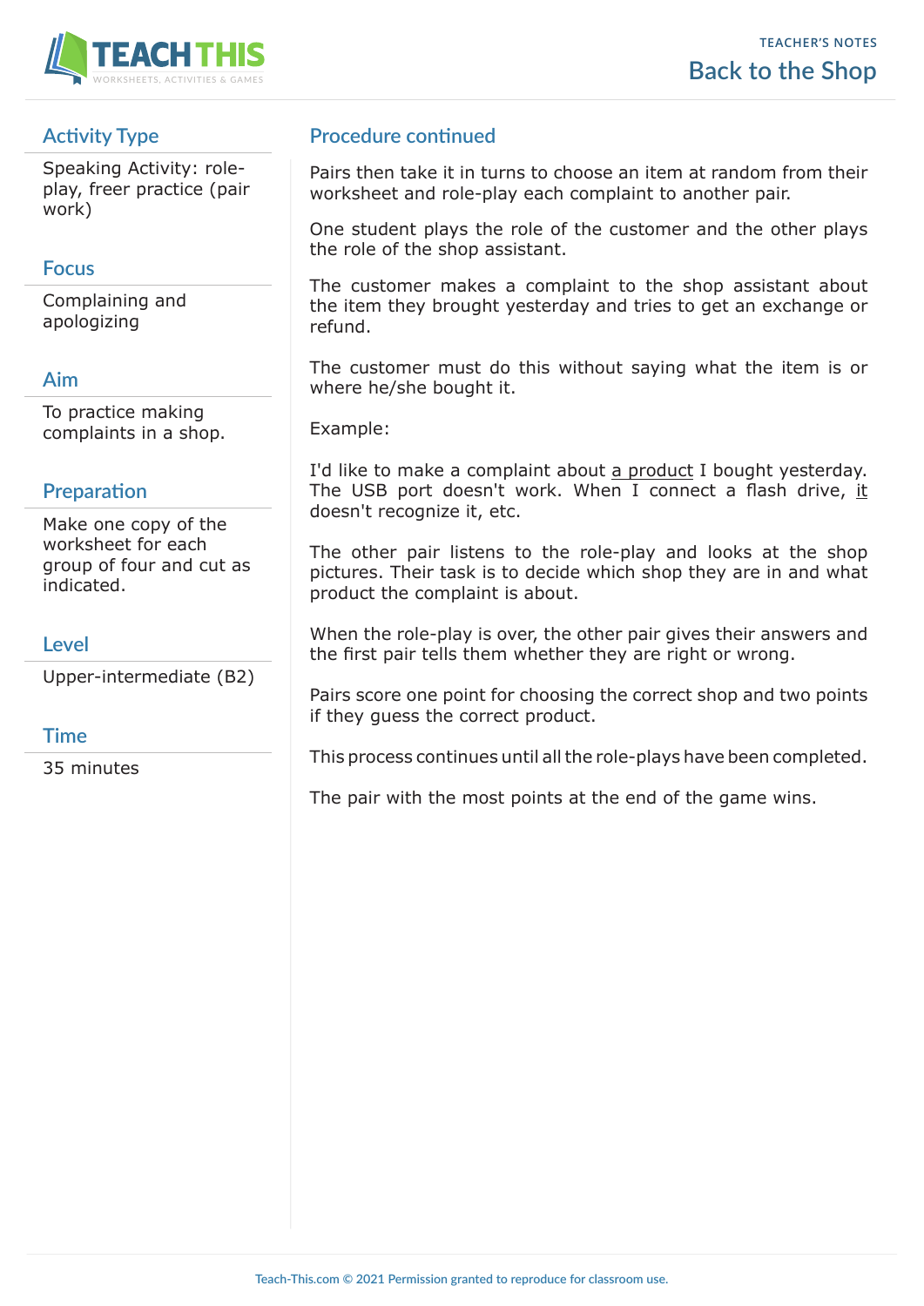## Activity Type

Speaking Activity: role-play, freer practice (pair work)

## Focus

Complaining and apologizing

## Aim

To practice making complaints in a shop.

## Preparation

Make one copy of the worksheet for each group of four and cut as indicated.

## Level

Upper-intermediate (B2)

## Time

35 minutes

## Procedure continued

Pairs then take it in turns to choose an item at random from their worksheet and role-play each complaint to another pair.

One student plays the role of the customer and the other plays the role of the shop assistant.

The customer makes a complaint to the shop assistant about the item they brought yesterday and tries to get an exchange or refund.

The customer must do this without saying what the item is or where he/she bought it.

Example:

I'd like to make a complaint about <u>a product</u> I bought yesterday. The USB port doesn't work. When I connect a flash drive, <u>it</u> doesn't recognize it, etc.

The other pair listens to the role-play and looks at the shop pictures. Their task is to decide which shop they are in and what product the complaint is about.

When the role-play is over, the other pair gives their answers and the first pair tells them whether they are right or wrong.

Pairs score one point for choosing the correct shop and two points if they guess the correct product.

This process continues until all the role-plays have been completed.

The pair with the most points at the end of the game wins.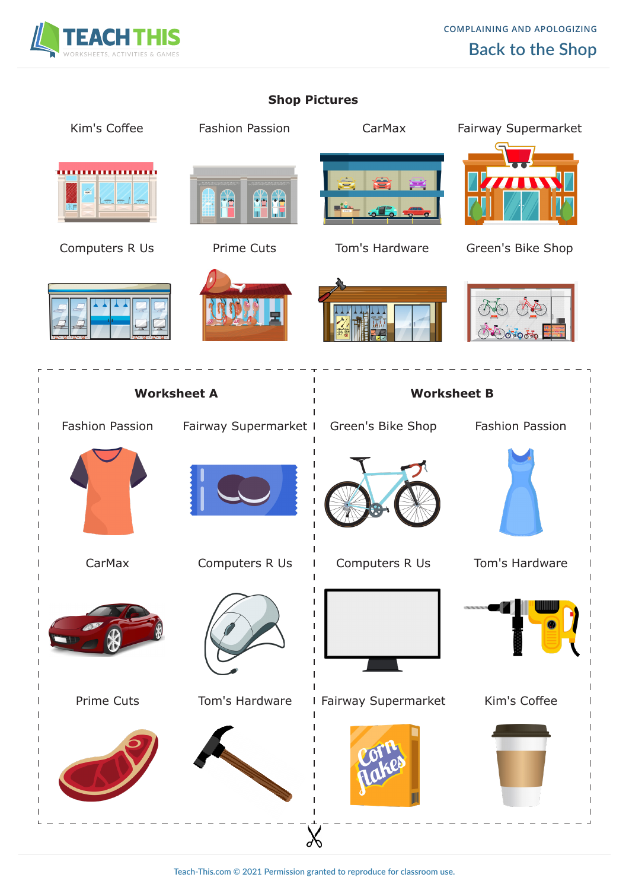## Shop Pictures

Kim's Coffee

Fashion Passion

CarMax

Fairway Supermarket

Computers R Us

Prime Cuts

Tom's Hardware

Green's Bike Shop

### Worksheet A

Fashion Passion

Fairway Supermarket

CarMax

Computers R Us

Prime Cuts

Tom's Hardware

### Worksheet B

Green's Bike Shop

Fashion Passion

Computers R Us

Tom's Hardware

Fairway Supermarket

Kim's Coffee